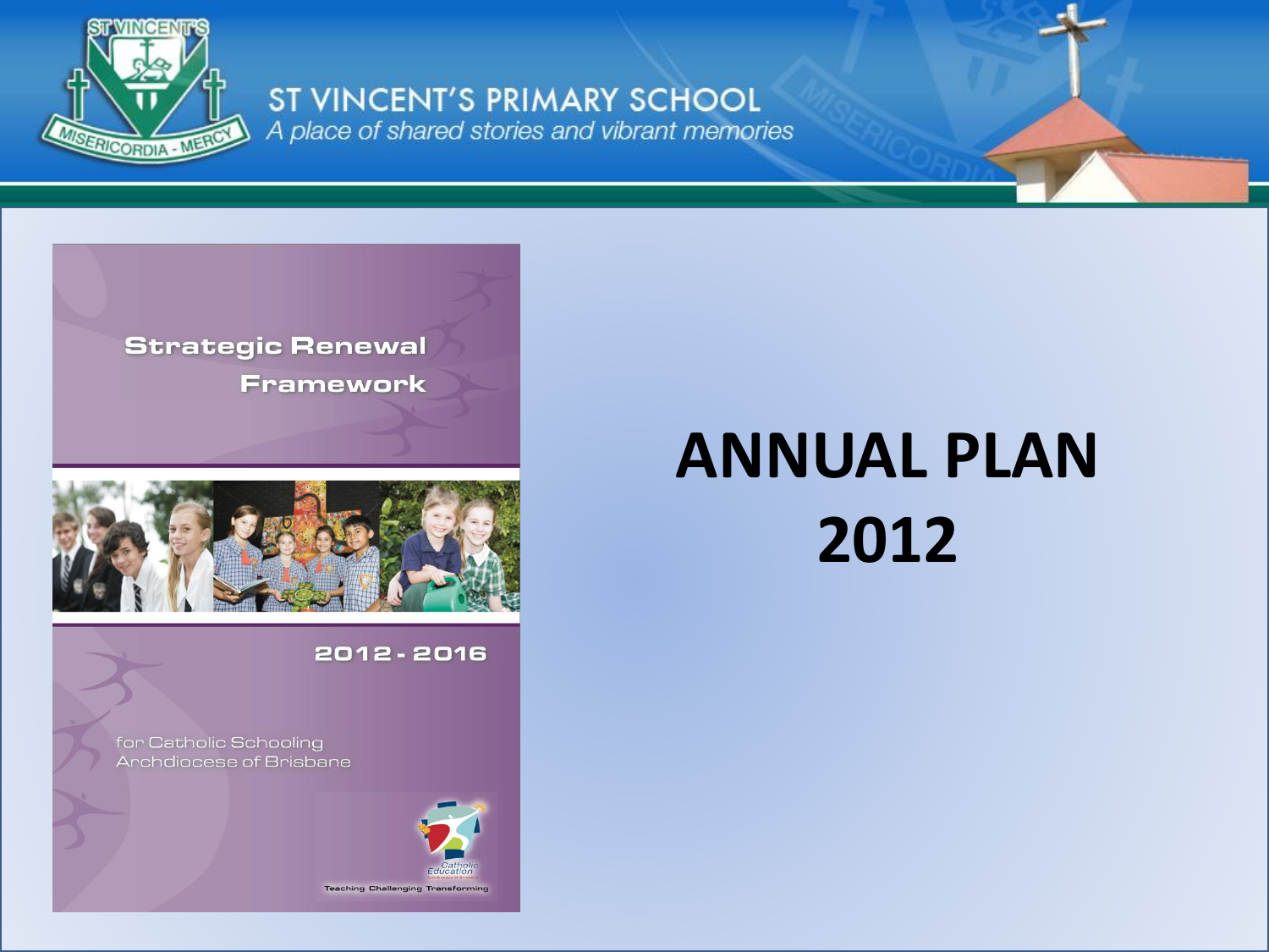# ST VINCENT'S PRIMARY SCHOOL

*A place of shared stories and vibrant memories*

Strategic Renewal Framework

2012 - 2016

for Catholic Schooling
Archdiocese of Brisbane

Teaching Challenging Transforming

# ANNUAL PLAN 2012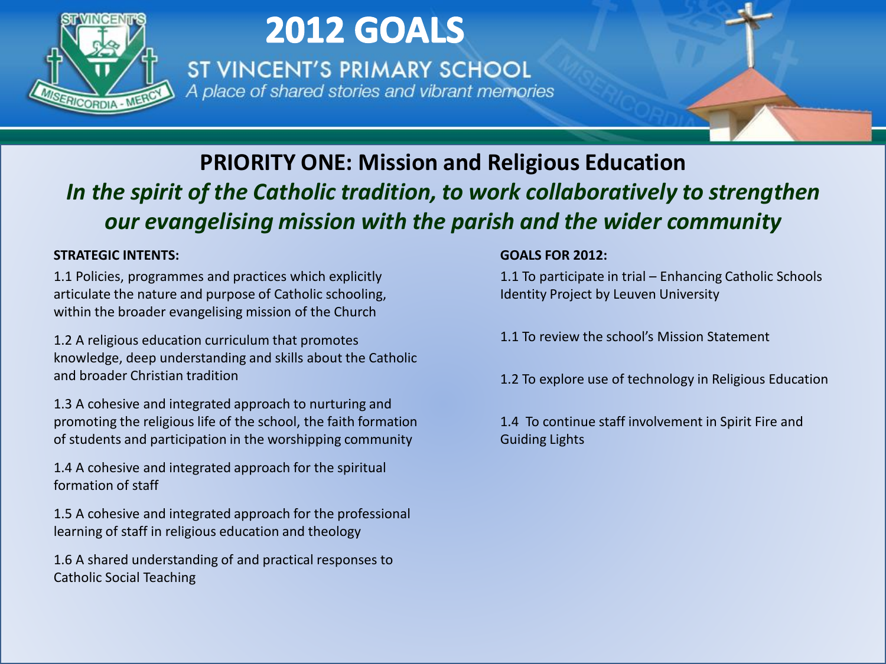# 2012 GOALS

ST VINCENT'S PRIMARY SCHOOL

*A place of shared stories and vibrant memories*

## PRIORITY ONE: Mission and Religious Education

***In the spirit of the Catholic tradition, to work collaboratively to strengthen our evangelising mission with the parish and the wider community***

**STRATEGIC INTENTS:**

1.1 Policies, programmes and practices which explicitly articulate the nature and purpose of Catholic schooling, within the broader evangelising mission of the Church

1.2 A religious education curriculum that promotes knowledge, deep understanding and skills about the Catholic and broader Christian tradition

1.3 A cohesive and integrated approach to nurturing and promoting the religious life of the school, the faith formation of students and participation in the worshipping community

1.4 A cohesive and integrated approach for the spiritual formation of staff

1.5 A cohesive and integrated approach for the professional learning of staff in religious education and theology

1.6 A shared understanding of and practical responses to Catholic Social Teaching

**GOALS FOR 2012:**

1.1 To participate in trial – Enhancing Catholic Schools Identity Project by Leuven University

1.1 To review the school's Mission Statement

1.2 To explore use of technology in Religious Education

1.4 To continue staff involvement in Spirit Fire and Guiding Lights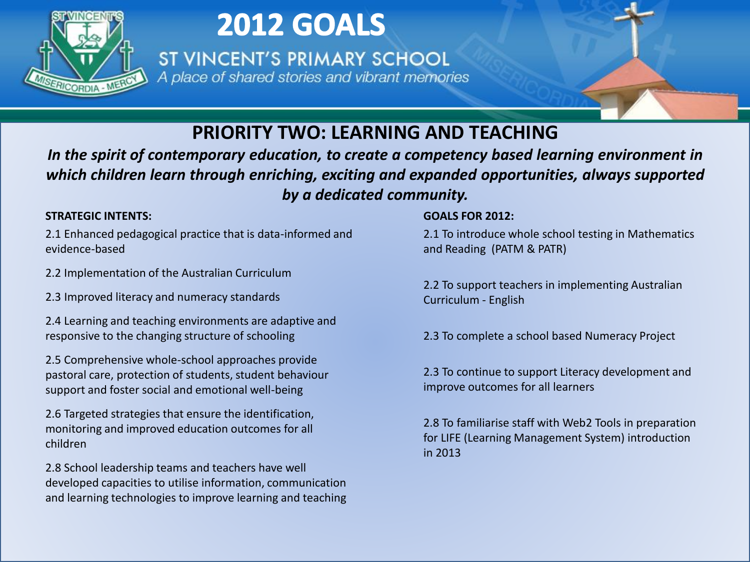# 2012 GOALS

ST VINCENT'S PRIMARY SCHOOL

*A place of shared stories and vibrant memories*

## PRIORITY TWO: LEARNING AND TEACHING

***In the spirit of contemporary education, to create a competency based learning environment in which children learn through enriching, exciting and expanded opportunities, always supported by a dedicated community.***

**STRATEGIC INTENTS:**

2.1 Enhanced pedagogical practice that is data-informed and evidence-based

2.2 Implementation of the Australian Curriculum

2.3 Improved literacy and numeracy standards

2.4 Learning and teaching environments are adaptive and responsive to the changing structure of schooling

2.5 Comprehensive whole-school approaches provide pastoral care, protection of students, student behaviour support and foster social and emotional well-being

2.6 Targeted strategies that ensure the identification, monitoring and improved education outcomes for all children

2.8 School leadership teams and teachers have well developed capacities to utilise information, communication and learning technologies to improve learning and teaching

**GOALS FOR 2012:**

2.1 To introduce whole school testing in Mathematics and Reading (PATM & PATR)

2.2 To support teachers in implementing Australian Curriculum - English

2.3 To complete a school based Numeracy Project

2.3 To continue to support Literacy development and improve outcomes for all learners

2.8 To familiarise staff with Web2 Tools in preparation for LIFE (Learning Management System) introduction in 2013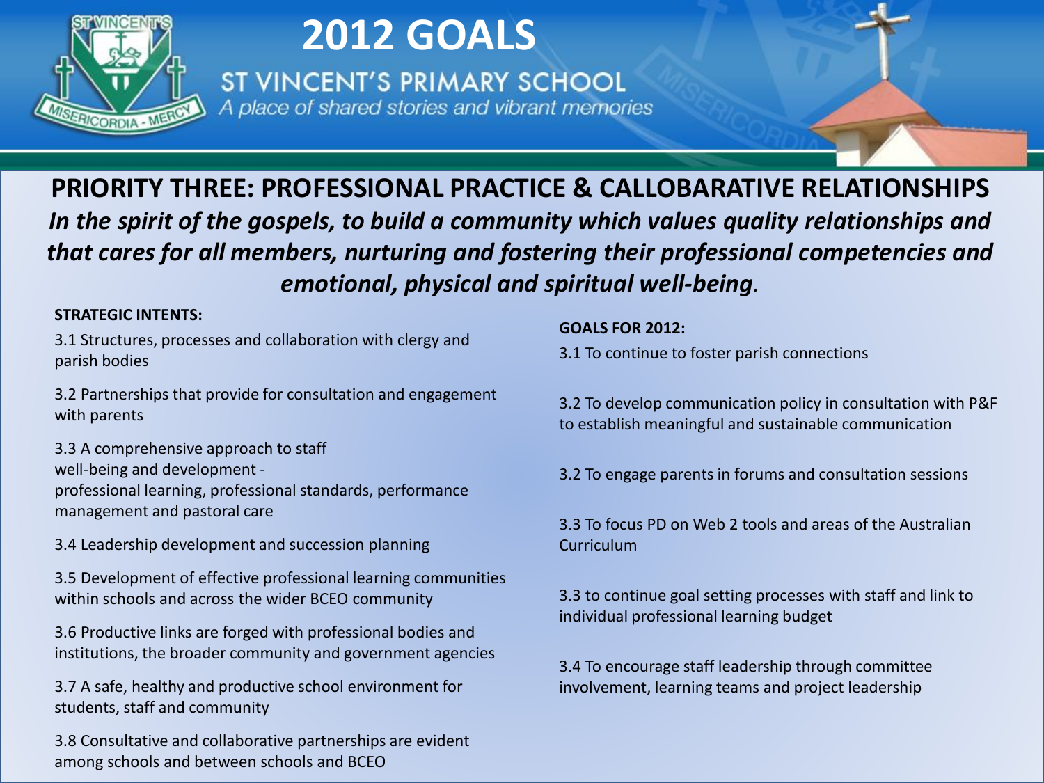# 2012 GOALS

ST VINCENT'S PRIMARY SCHOOL

*A place of shared stories and vibrant memories*

## PRIORITY THREE: PROFESSIONAL PRACTICE & CALLOBARATIVE RELATIONSHIPS

***In the spirit of the gospels, to build a community which values quality relationships and that cares for all members, nurturing and fostering their professional competencies and emotional, physical and spiritual well-being.***

**STRATEGIC INTENTS:**

3.1 Structures, processes and collaboration with clergy and parish bodies

3.2 Partnerships that provide for consultation and engagement with parents

3.3 A comprehensive approach to staff well-being and development - professional learning, professional standards, performance management and pastoral care

3.4 Leadership development and succession planning

3.5 Development of effective professional learning communities within schools and across the wider BCEO community

3.6 Productive links are forged with professional bodies and institutions, the broader community and government agencies

3.7 A safe, healthy and productive school environment for students, staff and community

3.8 Consultative and collaborative partnerships are evident among schools and between schools and BCEO

**GOALS FOR 2012:**

3.1 To continue to foster parish connections

3.2 To develop communication policy in consultation with P&F to establish meaningful and sustainable communication

3.2 To engage parents in forums and consultation sessions

3.3 To focus PD on Web 2 tools and areas of the Australian Curriculum

3.3 to continue goal setting processes with staff and link to individual professional learning budget

3.4 To encourage staff leadership through committee involvement, learning teams and project leadership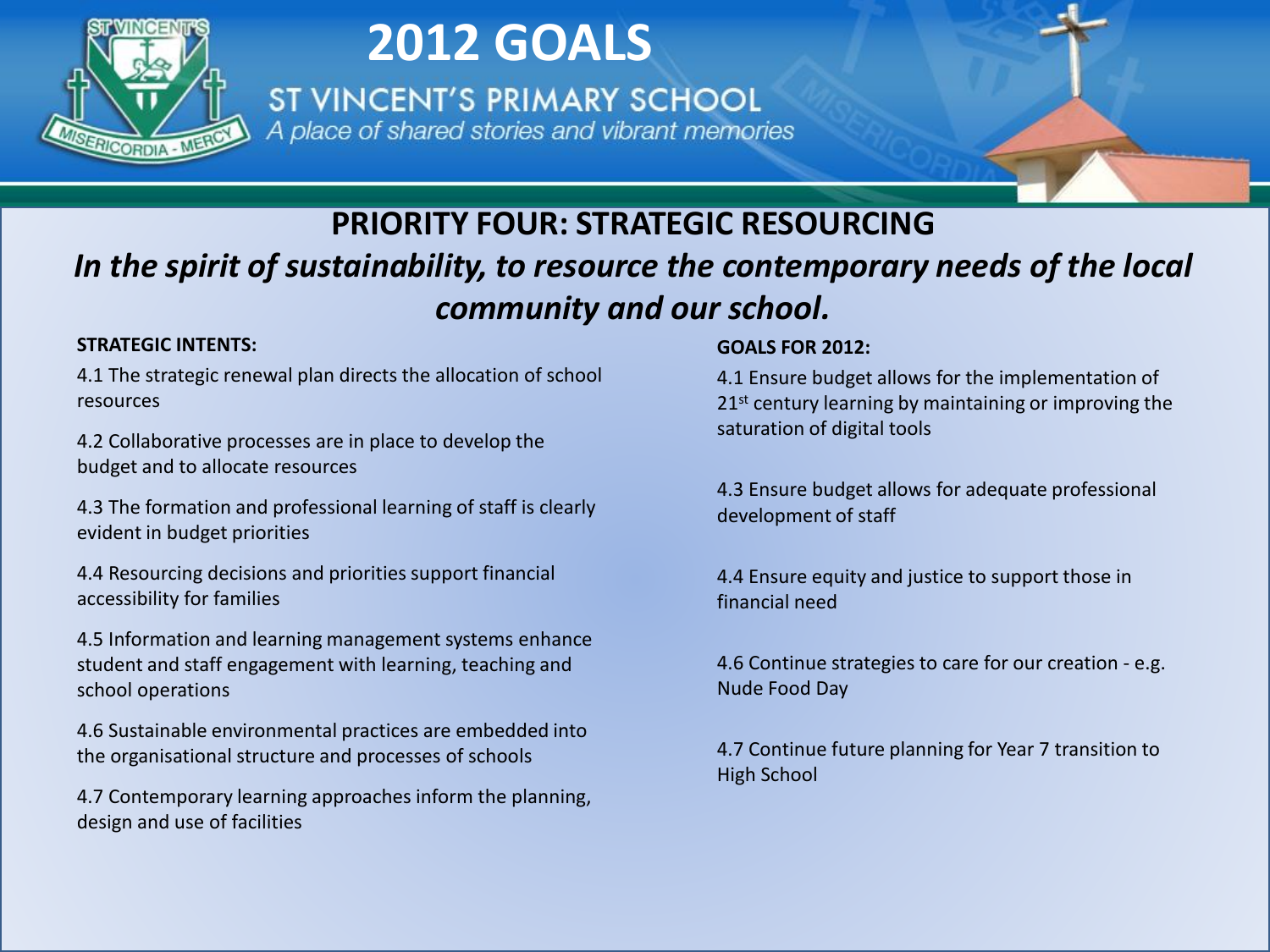# 2012 GOALS

ST VINCENT'S PRIMARY SCHOOL

*A place of shared stories and vibrant memories*

## PRIORITY FOUR: STRATEGIC RESOURCING

***In the spirit of sustainability, to resource the contemporary needs of the local community and our school.***

**STRATEGIC INTENTS:**

4.1 The strategic renewal plan directs the allocation of school resources

4.2 Collaborative processes are in place to develop the budget and to allocate resources

4.3 The formation and professional learning of staff is clearly evident in budget priorities

4.4 Resourcing decisions and priorities support financial accessibility for families

4.5 Information and learning management systems enhance student and staff engagement with learning, teaching and school operations

4.6 Sustainable environmental practices are embedded into the organisational structure and processes of schools

4.7 Contemporary learning approaches inform the planning, design and use of facilities

**GOALS FOR 2012:**

4.1 Ensure budget allows for the implementation of 21st century learning by maintaining or improving the saturation of digital tools

4.3 Ensure budget allows for adequate professional development of staff

4.4 Ensure equity and justice to support those in financial need

4.6 Continue strategies to care for our creation - e.g. Nude Food Day

4.7 Continue future planning for Year 7 transition to High School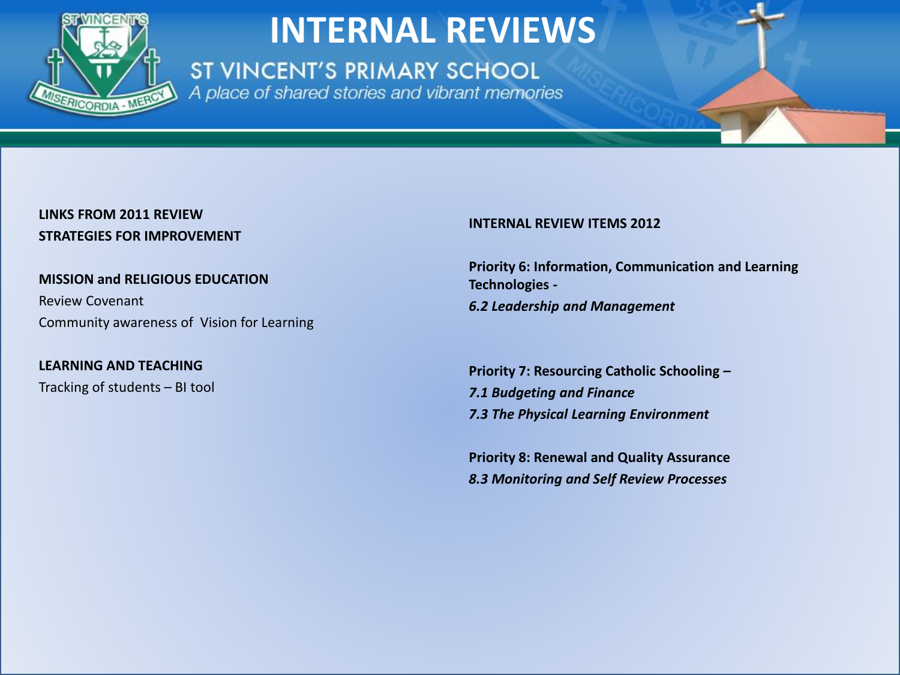# INTERNAL REVIEWS

ST VINCENT'S PRIMARY SCHOOL

*A place of shared stories and vibrant memories*

**LINKS FROM 2011 REVIEW**
**STRATEGIES FOR IMPROVEMENT**

**MISSION and RELIGIOUS EDUCATION**

Review Covenant

Community awareness of Vision for Learning

**LEARNING AND TEACHING**

Tracking of students – BI tool

**INTERNAL REVIEW ITEMS 2012**

**Priority 6: Information, Communication and Learning Technologies -**

***6.2 Leadership and Management***

**Priority 7: Resourcing Catholic Schooling –**

***7.1 Budgeting and Finance***

***7.3 The Physical Learning Environment***

**Priority 8: Renewal and Quality Assurance**

***8.3 Monitoring and Self Review Processes***